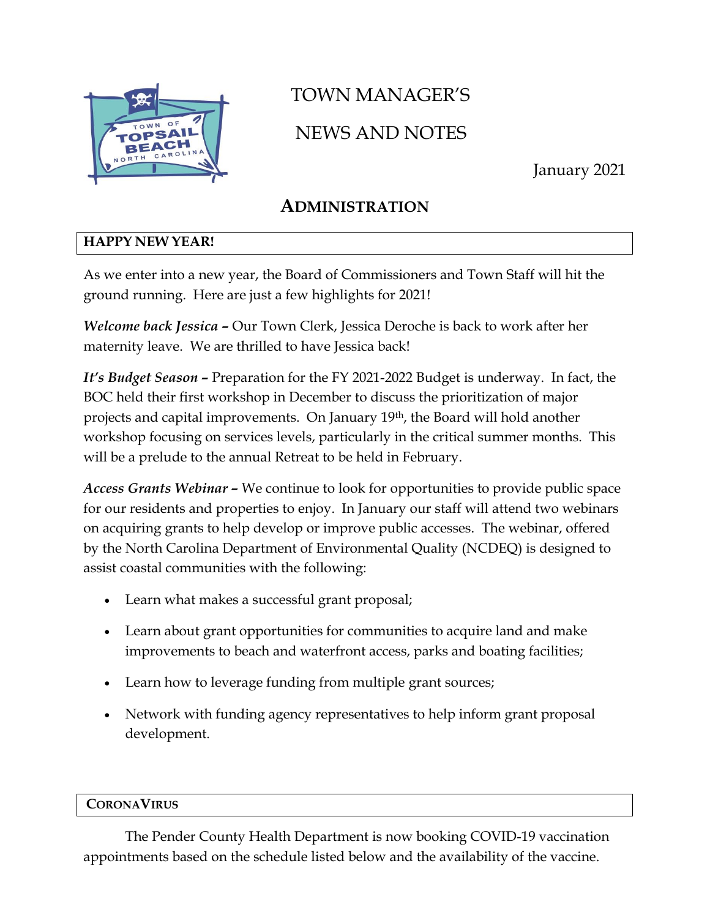# TOWN MANAGER'S

# NEWS AND NOTES

January 2021

## ADMINISTRATION

### HAPPY NEW YEAR!

As we enter into a new year, the Board of Commissioners and Town Staff will hit the ground running. Here are just a few highlights for 2021!

***Welcome back Jessica –*** Our Town Clerk, Jessica Deroche is back to work after her maternity leave. We are thrilled to have Jessica back!

***It's Budget Season –*** Preparation for the FY 2021-2022 Budget is underway. In fact, the BOC held their first workshop in December to discuss the prioritization of major projects and capital improvements. On January 19th, the Board will hold another workshop focusing on services levels, particularly in the critical summer months. This will be a prelude to the annual Retreat to be held in February.

***Access Grants Webinar –*** We continue to look for opportunities to provide public space for our residents and properties to enjoy. In January our staff will attend two webinars on acquiring grants to help develop or improve public accesses. The webinar, offered by the North Carolina Department of Environmental Quality (NCDEQ) is designed to assist coastal communities with the following:

- Learn what makes a successful grant proposal;
- Learn about grant opportunities for communities to acquire land and make improvements to beach and waterfront access, parks and boating facilities;
- Learn how to leverage funding from multiple grant sources;
- Network with funding agency representatives to help inform grant proposal development.

### CORONAVIRUS

The Pender County Health Department is now booking COVID-19 vaccination appointments based on the schedule listed below and the availability of the vaccine.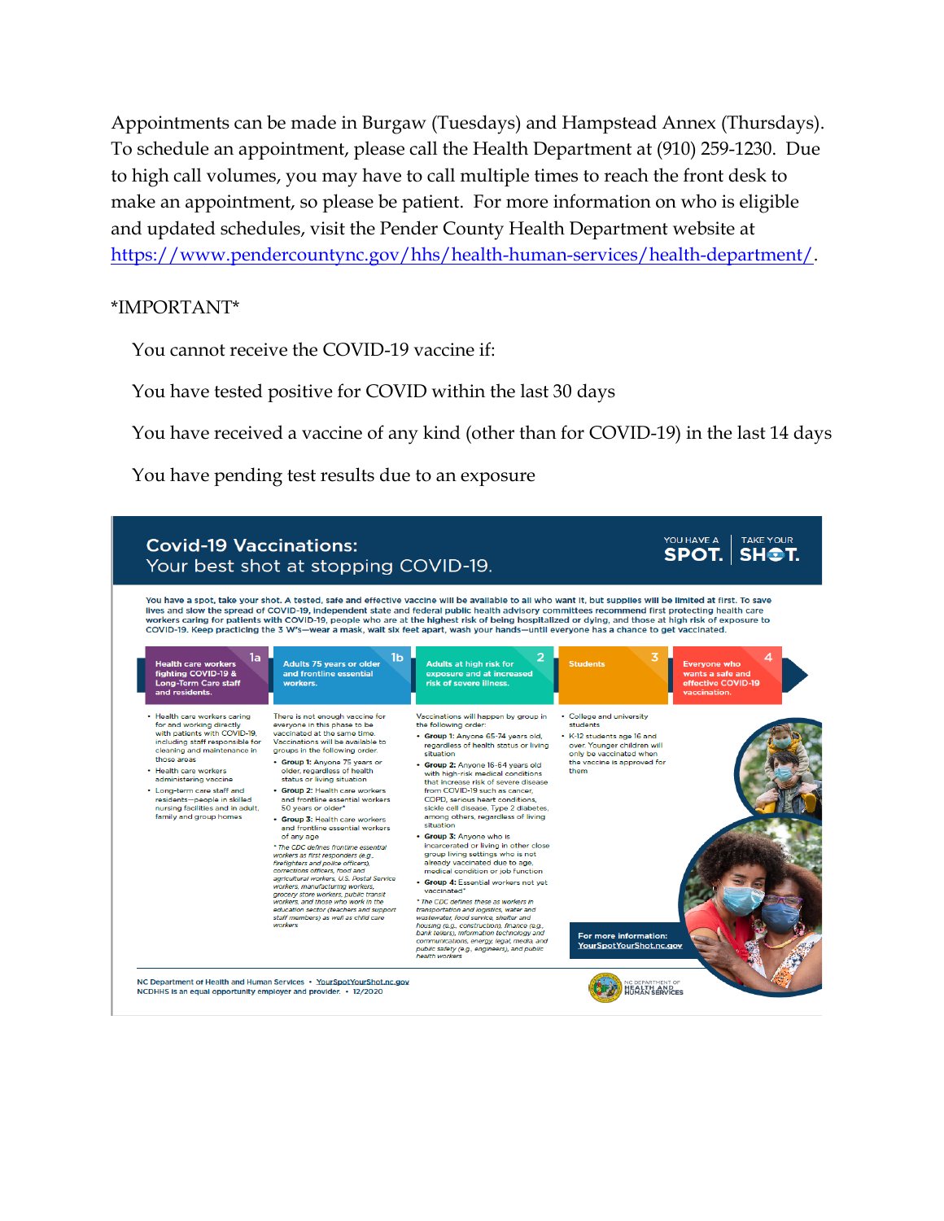Appointments can be made in Burgaw (Tuesdays) and Hampstead Annex (Thursdays). To schedule an appointment, please call the Health Department at (910) 259-1230. Due to high call volumes, you may have to call multiple times to reach the front desk to make an appointment, so please be patient. For more information on who is eligible and updated schedules, visit the Pender County Health Department website at https://www.pendercountync.gov/hhs/health-human-services/health-department/.

*IMPORTANT*

You cannot receive the COVID-19 vaccine if:

You have tested positive for COVID within the last 30 days

You have received a vaccine of any kind (other than for COVID-19) in the last 14 days

You have pending test results due to an exposure

## Covid-19 Vaccinations:
### Your best shot at stopping COVID-19.

YOU HAVE A **SPOT.** TAKE YOUR **SHOT.**

**You have a spot, take your shot. A tested, safe and effective vaccine will be available to all who want it, but supplies will be limited at first. To save lives and slow the spread of COVID-19, independent state and federal public health advisory committees recommend first protecting health care workers caring for patients with COVID-19, people who are at the highest risk of being hospitalized or dying, and those at high risk of exposure to COVID-19. Keep practicing the 3 W's—wear a mask, wait six feet apart, wash your hands—until everyone has a chance to get vaccinated.**

**1a – Health care workers fighting COVID-19 & Long-Term Care staff and residents.**

- Health care workers caring for and working directly with patients with COVID-19, including staff responsible for cleaning and maintenance in those areas
- Health care workers administering vaccine
- Long-term care staff and residents—people in skilled nursing facilities and in adult, family and group homes

**1b – Adults 75 years or older and frontline essential workers.**

There is not enough vaccine for everyone in this phase to be vaccinated at the same time. Vaccinations will be available to groups in the following order:

- **Group 1:** Anyone 75 years or older, regardless of health status or living situation
- **Group 2:** Health care workers and frontline essential workers 50 years or older*
- **Group 3:** Health care workers and frontline essential workers of any age

*\* The CDC defines frontline essential workers as first responders (e.g., firefighters and police officers), corrections officers, food and agricultural workers, U.S. Postal Service workers, manufacturing workers, grocery store workers, public transit workers, and those who work in the education sector (teachers and support staff members) as well as child care workers*

**2 – Adults at high risk for exposure and at increased risk of severe illness.**

Vaccinations will happen by group in the following order:

- **Group 1:** Anyone 65-74 years old, regardless of health status or living situation
- **Group 2:** Anyone 16-64 years old with high-risk medical conditions that increase risk of severe disease from COVID-19 such as cancer, COPD, serious heart conditions, sickle cell disease, Type 2 diabetes, among others, regardless of living situation
- **Group 3:** Anyone who is incarcerated or living in other close group living settings who is not already vaccinated due to age, medical condition or job function
- **Group 4:** Essential workers not yet vaccinated*

*\* The CDC defines these as workers in transportation and logistics, water and wastewater, food service, shelter and housing (e.g., construction), finance (e.g., bank tellers), information technology and communications, energy, legal, media, and public safety (e.g., engineers), and public health workers*

**3 – Students**

- College and university students
- K-12 students age 16 and over. Younger children will only be vaccinated when the vaccine is approved for them

**4 – Everyone who wants a safe and effective COVID-19 vaccination.**

**For more information:** YourSpotYourShot.nc.gov

NC Department of Health and Human Services • YourSpotYourShot.nc.gov
NCDHHS is an equal opportunity employer and provider. • 12/2020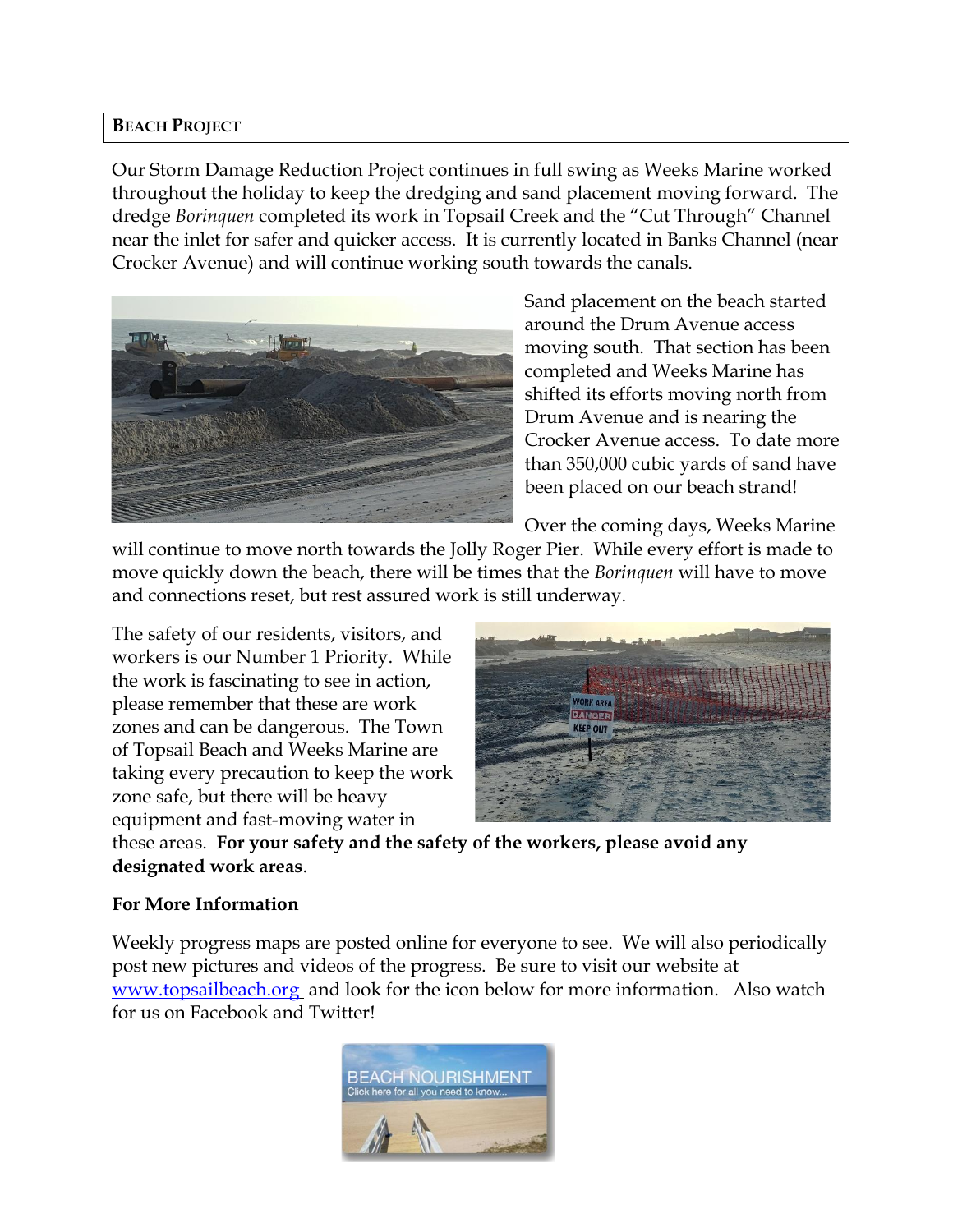## Beach Project

Our Storm Damage Reduction Project continues in full swing as Weeks Marine worked throughout the holiday to keep the dredging and sand placement moving forward. The dredge *Borinquen* completed its work in Topsail Creek and the "Cut Through" Channel near the inlet for safer and quicker access. It is currently located in Banks Channel (near Crocker Avenue) and will continue working south towards the canals.

Sand placement on the beach started around the Drum Avenue access moving south. That section has been completed and Weeks Marine has shifted its efforts moving north from Drum Avenue and is nearing the Crocker Avenue access. To date more than 350,000 cubic yards of sand have been placed on our beach strand!

Over the coming days, Weeks Marine will continue to move north towards the Jolly Roger Pier. While every effort is made to move quickly down the beach, there will be times that the *Borinquen* will have to move and connections reset, but rest assured work is still underway.

The safety of our residents, visitors, and workers is our Number 1 Priority. While the work is fascinating to see in action, please remember that these are work zones and can be dangerous. The Town of Topsail Beach and Weeks Marine are taking every precaution to keep the work zone safe, but there will be heavy equipment and fast-moving water in these areas. **For your safety and the safety of the workers, please avoid any designated work areas**.

**For More Information**

Weekly progress maps are posted online for everyone to see. We will also periodically post new pictures and videos of the progress. Be sure to visit our website at [www.topsailbeach.org](http://www.topsailbeach.org) and look for the icon below for more information. Also watch for us on Facebook and Twitter!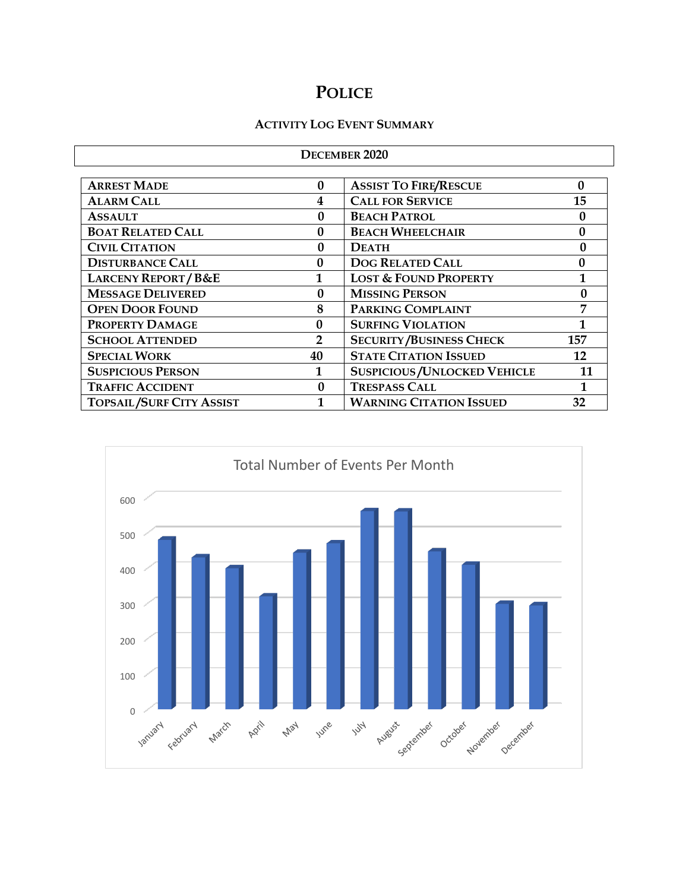# Police

## Activity Log Event Summary

**December 2020**

| | | | |
|---|---|---|---|
| Arrest Made | 0 | Assist To Fire/Rescue | 0 |
| Alarm Call | 4 | Call for Service | 15 |
| Assault | 0 | Beach Patrol | 0 |
| Boat Related Call | 0 | Beach Wheelchair | 0 |
| Civil Citation | 0 | Death | 0 |
| Disturbance Call | 0 | Dog Related Call | 0 |
| Larceny Report / B&E | 1 | Lost & Found Property | 1 |
| Message Delivered | 0 | Missing Person | 0 |
| Open Door Found | 8 | Parking Complaint | 7 |
| Property Damage | 0 | Surfing Violation | 1 |
| School Attended | 2 | Security /Business Check | 157 |
| Special Work | 40 | State Citation Issued | 12 |
| Suspicious Person | 1 | Suspicious /Unlocked Vehicle | 11 |
| Traffic Accident | 0 | Trespass Call | 1 |
| Topsail /Surf City Assist | 1 | Warning Citation Issued | 32 |

Total Number of Events Per Month

| Month | Events (approx.) |
|---|---|
| January | 480 |
| February | 430 |
| March | 400 |
| April | 320 |
| May | 445 |
| June | 470 |
| July | 562 |
| August | 562 |
| September | 448 |
| October | 410 |
| November | 298 |
| December | 295 |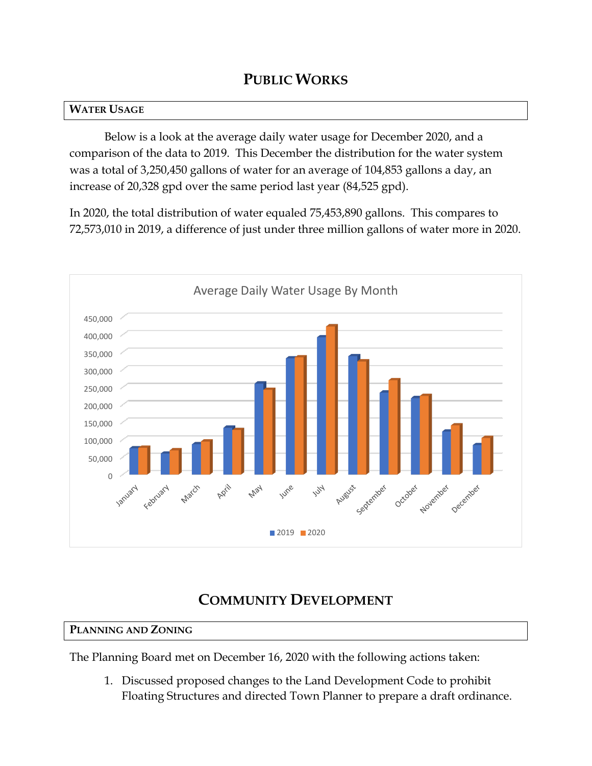# PUBLIC WORKS

## WATER USAGE

Below is a look at the average daily water usage for December 2020, and a comparison of the data to 2019. This December the distribution for the water system was a total of 3,250,450 gallons of water for an average of 104,853 gallons a day, an increase of 20,328 gpd over the same period last year (84,525 gpd).

In 2020, the total distribution of water equaled 75,453,890 gallons. This compares to 72,573,010 in 2019, a difference of just under three million gallons of water more in 2020.

# COMMUNITY DEVELOPMENT

## PLANNING AND ZONING

The Planning Board met on December 16, 2020 with the following actions taken:

1. Discussed proposed changes to the Land Development Code to prohibit Floating Structures and directed Town Planner to prepare a draft ordinance.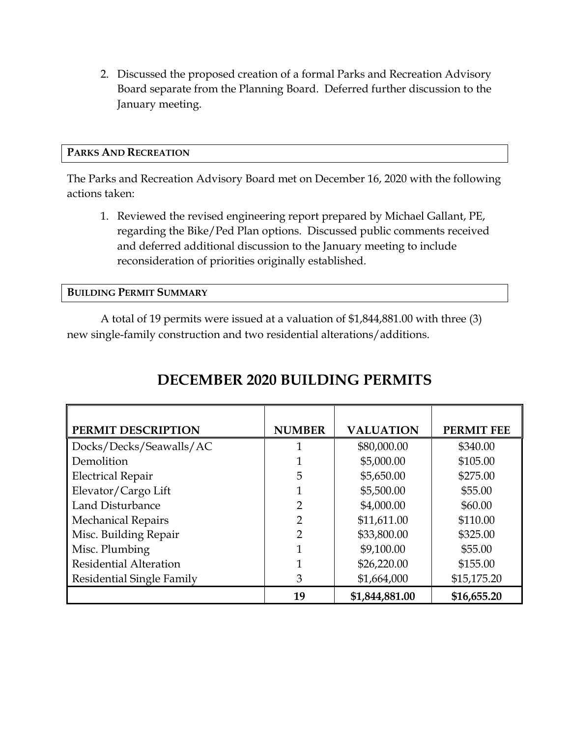2. Discussed the proposed creation of a formal Parks and Recreation Advisory Board separate from the Planning Board. Deferred further discussion to the January meeting.

## PARKS AND RECREATION

The Parks and Recreation Advisory Board met on December 16, 2020 with the following actions taken:

1. Reviewed the revised engineering report prepared by Michael Gallant, PE, regarding the Bike/Ped Plan options. Discussed public comments received and deferred additional discussion to the January meeting to include reconsideration of priorities originally established.

## BUILDING PERMIT SUMMARY

A total of 19 permits were issued at a valuation of $1,844,881.00 with three (3) new single-family construction and two residential alterations/additions.

# DECEMBER 2020 BUILDING PERMITS

| PERMIT DESCRIPTION | NUMBER | VALUATION | PERMIT FEE |
|---|---|---|---|
| Docks/Decks/Seawalls/AC | 1 | $80,000.00 | $340.00 |
| Demolition | 1 | $5,000.00 | $105.00 |
| Electrical Repair | 5 | $5,650.00 | $275.00 |
| Elevator/Cargo Lift | 1 | $5,500.00 | $55.00 |
| Land Disturbance | 2 | $4,000.00 | $60.00 |
| Mechanical Repairs | 2 | $11,611.00 | $110.00 |
| Misc. Building Repair | 2 | $33,800.00 | $325.00 |
| Misc. Plumbing | 1 | $9,100.00 | $55.00 |
| Residential Alteration | 1 | $26,220.00 | $155.00 |
| Residential Single Family | 3 | $1,664,000 | $15,175.20 |
| | **19** | **$1,844,881.00** | **$16,655.20** |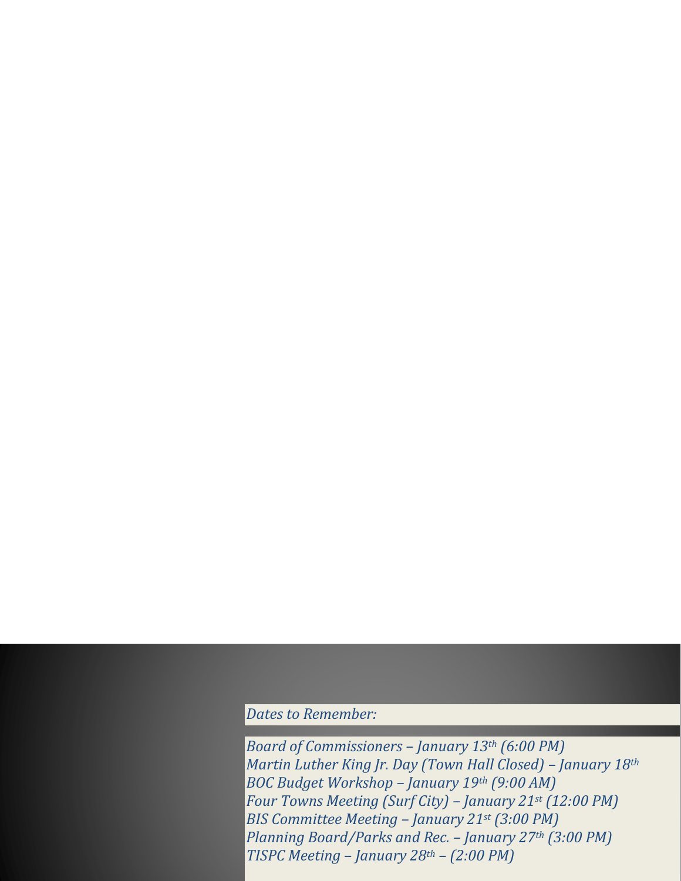*Dates to Remember:*

*Board of Commissioners – January 13th (6:00 PM)*
*Martin Luther King Jr. Day (Town Hall Closed) – January 18th*
*BOC Budget Workshop – January 19th (9:00 AM)*
*Four Towns Meeting (Surf City) – January 21st (12:00 PM)*
*BIS Committee Meeting – January 21st (3:00 PM)*
*Planning Board/Parks and Rec. – January 27th (3:00 PM)*
*TISPC Meeting – January 28th – (2:00 PM)*